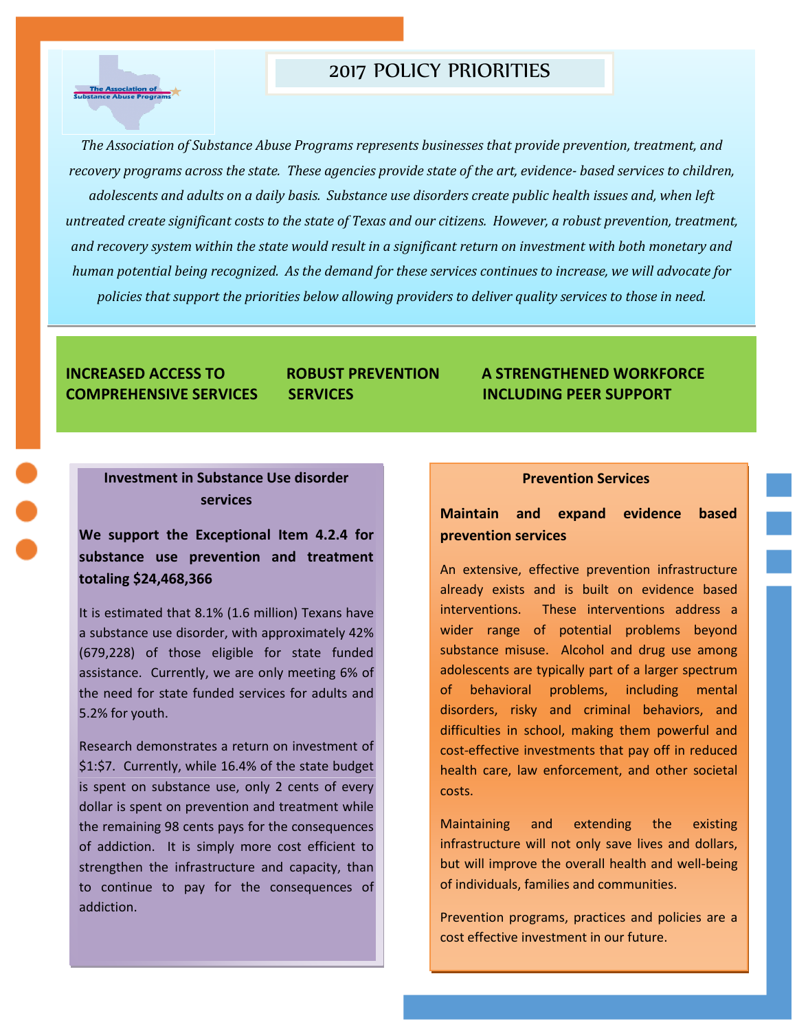The Association of Substance Abuse Programs

# 2017 POLICY PRIORITIES

*The Association of Substance Abuse Programs represents businesses that provide prevention, treatment, and recovery programs across the state. These agencies provide state of the art, evidence- based services to children, adolescents and adults on a daily basis. Substance use disorders create public health issues and, when left untreated create significant costs to the state of Texas and our citizens. However, a robust prevention, treatment, and recovery system within the state would result in a significant return on investment with both monetary and human potential being recognized. As the demand for these services continues to increase, we will advocate for policies that support the priorities below allowing providers to deliver quality services to those in need.*

**INCREASED ACCESS TO COMPREHENSIVE SERVICES**

**ROBUST PREVENTION SERVICES**

**A STRENGTHENED WORKFORCE INCLUDING PEER SUPPORT**

## Investment in Substance Use disorder services

**We support the Exceptional Item 4.2.4 for substance use prevention and treatment totaling $24,468,366**

It is estimated that 8.1% (1.6 million) Texans have a substance use disorder, with approximately 42% (679,228) of those eligible for state funded assistance. Currently, we are only meeting 6% of the need for state funded services for adults and 5.2% for youth.

Research demonstrates a return on investment of $1:$7. Currently, while 16.4% of the state budget is spent on substance use, only 2 cents of every dollar is spent on prevention and treatment while the remaining 98 cents pays for the consequences of addiction. It is simply more cost efficient to strengthen the infrastructure and capacity, than to continue to pay for the consequences of addiction.

## Prevention Services

**Maintain and expand evidence based prevention services**

An extensive, effective prevention infrastructure already exists and is built on evidence based interventions. These interventions address a wider range of potential problems beyond substance misuse. Alcohol and drug use among adolescents are typically part of a larger spectrum of behavioral problems, including mental disorders, risky and criminal behaviors, and difficulties in school, making them powerful and cost-effective investments that pay off in reduced health care, law enforcement, and other societal costs.

Maintaining and extending the existing infrastructure will not only save lives and dollars, but will improve the overall health and well-being of individuals, families and communities.

Prevention programs, practices and policies are a cost effective investment in our future.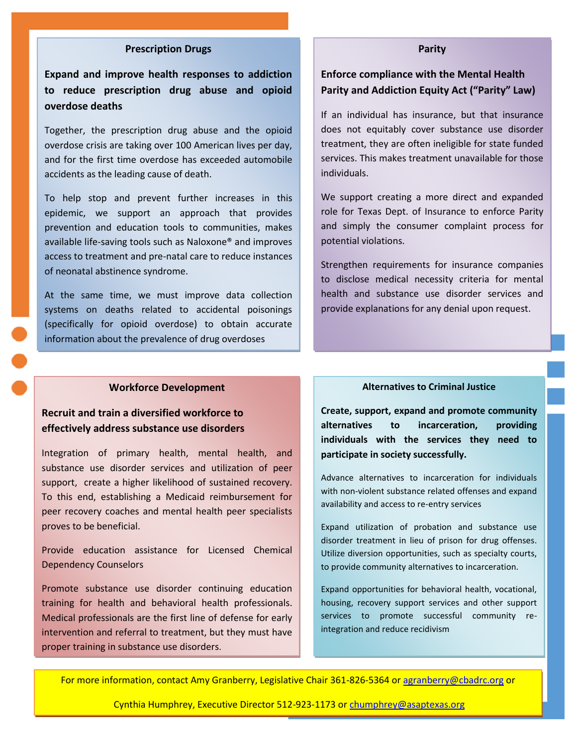## Prescription Drugs

**Expand and improve health responses to addiction to reduce prescription drug abuse and opioid overdose deaths**

Together, the prescription drug abuse and the opioid overdose crisis are taking over 100 American lives per day, and for the first time overdose has exceeded automobile accidents as the leading cause of death.

To help stop and prevent further increases in this epidemic, we support an approach that provides prevention and education tools to communities, makes available life-saving tools such as Naloxone® and improves access to treatment and pre-natal care to reduce instances of neonatal abstinence syndrome.

At the same time, we must improve data collection systems on deaths related to accidental poisonings (specifically for opioid overdose) to obtain accurate information about the prevalence of drug overdoses

## Parity

**Enforce compliance with the Mental Health Parity and Addiction Equity Act ("Parity" Law)**

If an individual has insurance, but that insurance does not equitably cover substance use disorder treatment, they are often ineligible for state funded services. This makes treatment unavailable for those individuals.

We support creating a more direct and expanded role for Texas Dept. of Insurance to enforce Parity and simply the consumer complaint process for potential violations.

Strengthen requirements for insurance companies to disclose medical necessity criteria for mental health and substance use disorder services and provide explanations for any denial upon request.

## Workforce Development

**Recruit and train a diversified workforce to effectively address substance use disorders**

Integration of primary health, mental health, and substance use disorder services and utilization of peer support, create a higher likelihood of sustained recovery. To this end, establishing a Medicaid reimbursement for peer recovery coaches and mental health peer specialists proves to be beneficial.

Provide education assistance for Licensed Chemical Dependency Counselors

Promote substance use disorder continuing education training for health and behavioral health professionals. Medical professionals are the first line of defense for early intervention and referral to treatment, but they must have proper training in substance use disorders.

## Alternatives to Criminal Justice

**Create, support, expand and promote community alternatives to incarceration, providing individuals with the services they need to participate in society successfully.**

Advance alternatives to incarceration for individuals with non-violent substance related offenses and expand availability and access to re-entry services

Expand utilization of probation and substance use disorder treatment in lieu of prison for drug offenses. Utilize diversion opportunities, such as specialty courts, to provide community alternatives to incarceration.

Expand opportunities for behavioral health, vocational, housing, recovery support services and other support services to promote successful community re-integration and reduce recidivism

For more information, contact Amy Granberry, Legislative Chair 361-826-5364 or agranberry@cbadrc.org or

Cynthia Humphrey, Executive Director 512-923-1173 or chumphrey@asaptexas.org